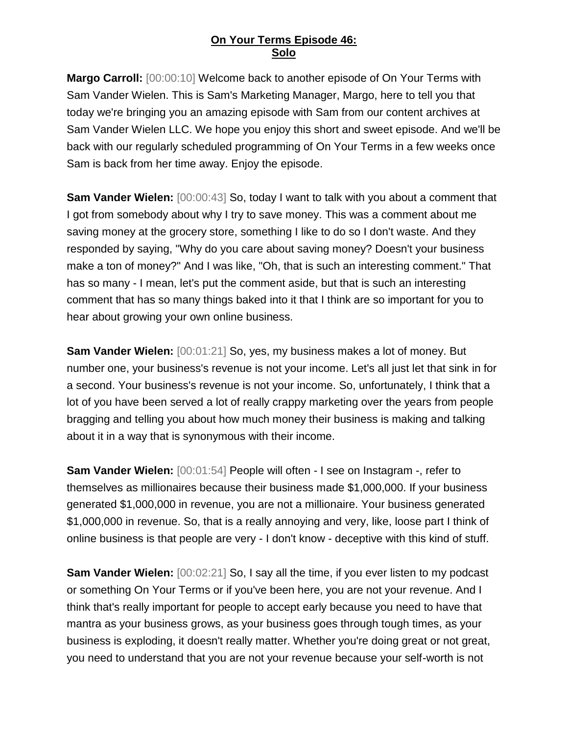# On Your Terms Episode 46: Solo

**Margo Carroll:** [00:00:10] Welcome back to another episode of On Your Terms with Sam Vander Wielen. This is Sam's Marketing Manager, Margo, here to tell you that today we're bringing you an amazing episode with Sam from our content archives at Sam Vander Wielen LLC. We hope you enjoy this short and sweet episode. And we'll be back with our regularly scheduled programming of On Your Terms in a few weeks once Sam is back from her time away. Enjoy the episode.

**Sam Vander Wielen:** [00:00:43] So, today I want to talk with you about a comment that I got from somebody about why I try to save money. This was a comment about me saving money at the grocery store, something I like to do so I don't waste. And they responded by saying, "Why do you care about saving money? Doesn't your business make a ton of money?" And I was like, "Oh, that is such an interesting comment." That has so many - I mean, let's put the comment aside, but that is such an interesting comment that has so many things baked into it that I think are so important for you to hear about growing your own online business.

**Sam Vander Wielen:** [00:01:21] So, yes, my business makes a lot of money. But number one, your business's revenue is not your income. Let's all just let that sink in for a second. Your business's revenue is not your income. So, unfortunately, I think that a lot of you have been served a lot of really crappy marketing over the years from people bragging and telling you about how much money their business is making and talking about it in a way that is synonymous with their income.

**Sam Vander Wielen:** [00:01:54] People will often - I see on Instagram -, refer to themselves as millionaires because their business made $1,000,000. If your business generated $1,000,000 in revenue, you are not a millionaire. Your business generated $1,000,000 in revenue. So, that is a really annoying and very, like, loose part I think of online business is that people are very - I don't know - deceptive with this kind of stuff.

**Sam Vander Wielen:** [00:02:21] So, I say all the time, if you ever listen to my podcast or something On Your Terms or if you've been here, you are not your revenue. And I think that's really important for people to accept early because you need to have that mantra as your business grows, as your business goes through tough times, as your business is exploding, it doesn't really matter. Whether you're doing great or not great, you need to understand that you are not your revenue because your self-worth is not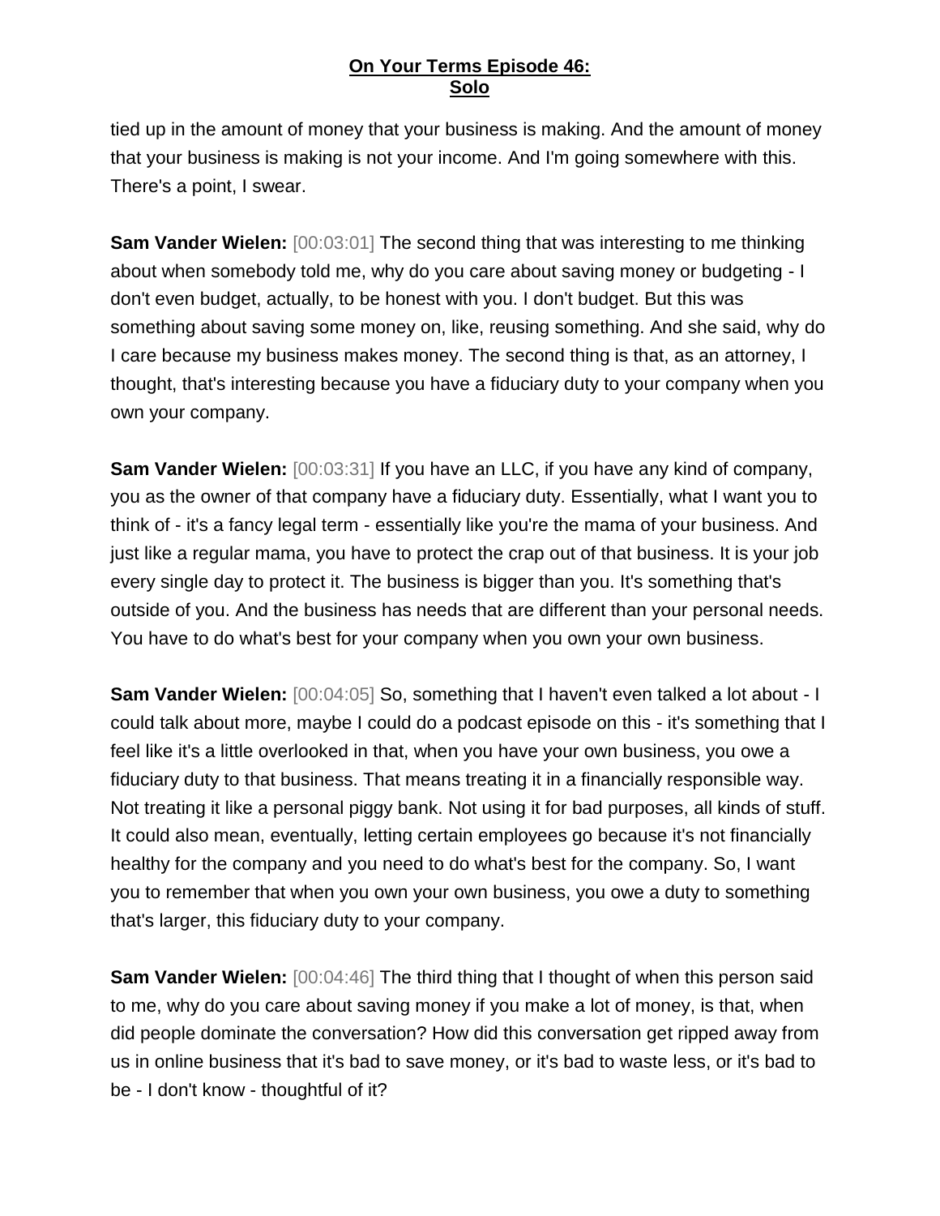tied up in the amount of money that your business is making. And the amount of money that your business is making is not your income. And I'm going somewhere with this. There's a point, I swear.

**Sam Vander Wielen:** [00:03:01] The second thing that was interesting to me thinking about when somebody told me, why do you care about saving money or budgeting - I don't even budget, actually, to be honest with you. I don't budget. But this was something about saving some money on, like, reusing something. And she said, why do I care because my business makes money. The second thing is that, as an attorney, I thought, that's interesting because you have a fiduciary duty to your company when you own your company.

**Sam Vander Wielen:** [00:03:31] If you have an LLC, if you have any kind of company, you as the owner of that company have a fiduciary duty. Essentially, what I want you to think of - it's a fancy legal term - essentially like you're the mama of your business. And just like a regular mama, you have to protect the crap out of that business. It is your job every single day to protect it. The business is bigger than you. It's something that's outside of you. And the business has needs that are different than your personal needs. You have to do what's best for your company when you own your own business.

**Sam Vander Wielen:** [00:04:05] So, something that I haven't even talked a lot about - I could talk about more, maybe I could do a podcast episode on this - it's something that I feel like it's a little overlooked in that, when you have your own business, you owe a fiduciary duty to that business. That means treating it in a financially responsible way. Not treating it like a personal piggy bank. Not using it for bad purposes, all kinds of stuff. It could also mean, eventually, letting certain employees go because it's not financially healthy for the company and you need to do what's best for the company. So, I want you to remember that when you own your own business, you owe a duty to something that's larger, this fiduciary duty to your company.

**Sam Vander Wielen:** [00:04:46] The third thing that I thought of when this person said to me, why do you care about saving money if you make a lot of money, is that, when did people dominate the conversation? How did this conversation get ripped away from us in online business that it's bad to save money, or it's bad to waste less, or it's bad to be - I don't know - thoughtful of it?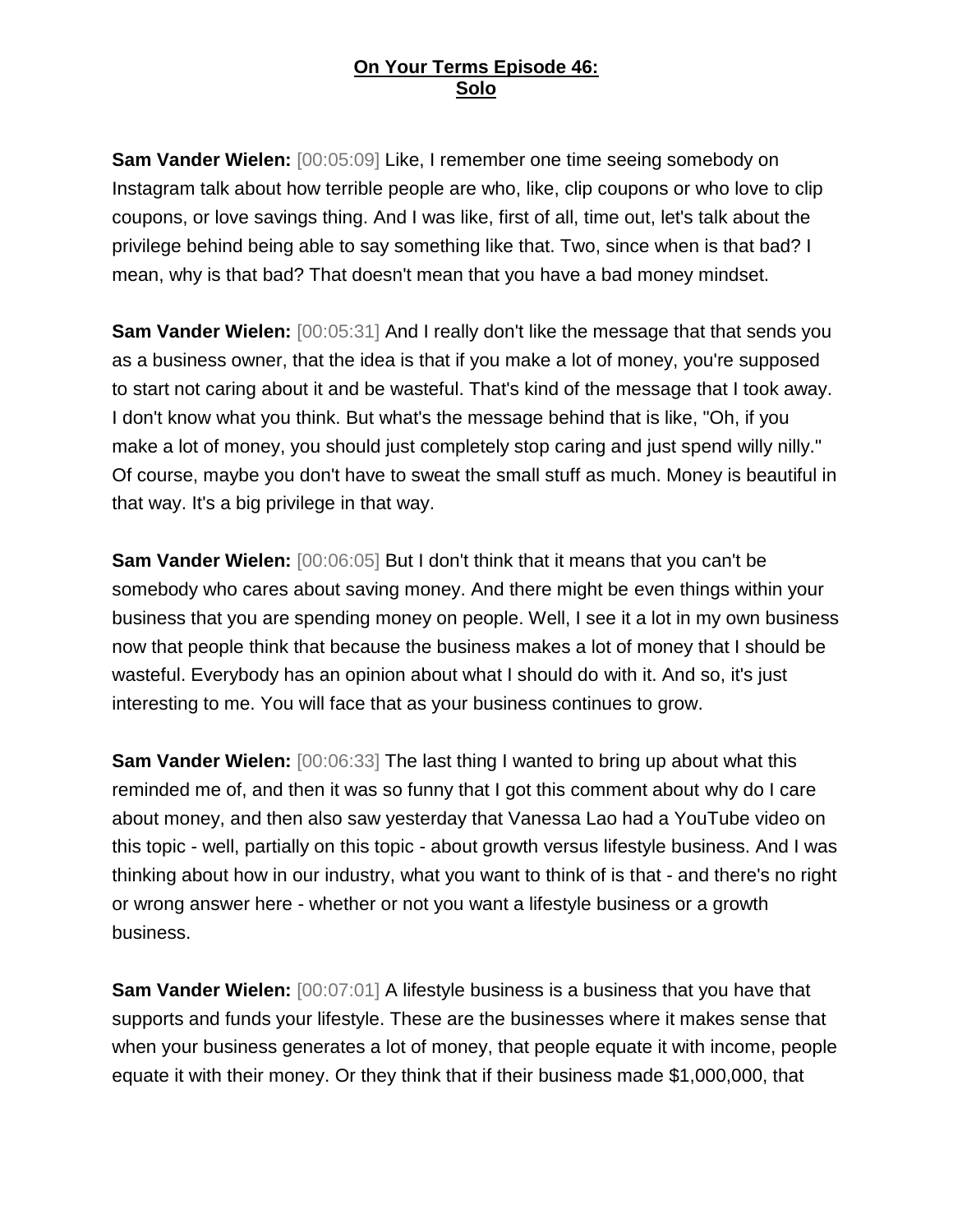**On Your Terms Episode 46:**
**Solo**

**Sam Vander Wielen:** [00:05:09] Like, I remember one time seeing somebody on Instagram talk about how terrible people are who, like, clip coupons or who love to clip coupons, or love savings thing. And I was like, first of all, time out, let's talk about the privilege behind being able to say something like that. Two, since when is that bad? I mean, why is that bad? That doesn't mean that you have a bad money mindset.

**Sam Vander Wielen:** [00:05:31] And I really don't like the message that that sends you as a business owner, that the idea is that if you make a lot of money, you're supposed to start not caring about it and be wasteful. That's kind of the message that I took away. I don't know what you think. But what's the message behind that is like, "Oh, if you make a lot of money, you should just completely stop caring and just spend willy nilly." Of course, maybe you don't have to sweat the small stuff as much. Money is beautiful in that way. It's a big privilege in that way.

**Sam Vander Wielen:** [00:06:05] But I don't think that it means that you can't be somebody who cares about saving money. And there might be even things within your business that you are spending money on people. Well, I see it a lot in my own business now that people think that because the business makes a lot of money that I should be wasteful. Everybody has an opinion about what I should do with it. And so, it's just interesting to me. You will face that as your business continues to grow.

**Sam Vander Wielen:** [00:06:33] The last thing I wanted to bring up about what this reminded me of, and then it was so funny that I got this comment about why do I care about money, and then also saw yesterday that Vanessa Lao had a YouTube video on this topic - well, partially on this topic - about growth versus lifestyle business. And I was thinking about how in our industry, what you want to think of is that - and there's no right or wrong answer here - whether or not you want a lifestyle business or a growth business.

**Sam Vander Wielen:** [00:07:01] A lifestyle business is a business that you have that supports and funds your lifestyle. These are the businesses where it makes sense that when your business generates a lot of money, that people equate it with income, people equate it with their money. Or they think that if their business made $1,000,000, that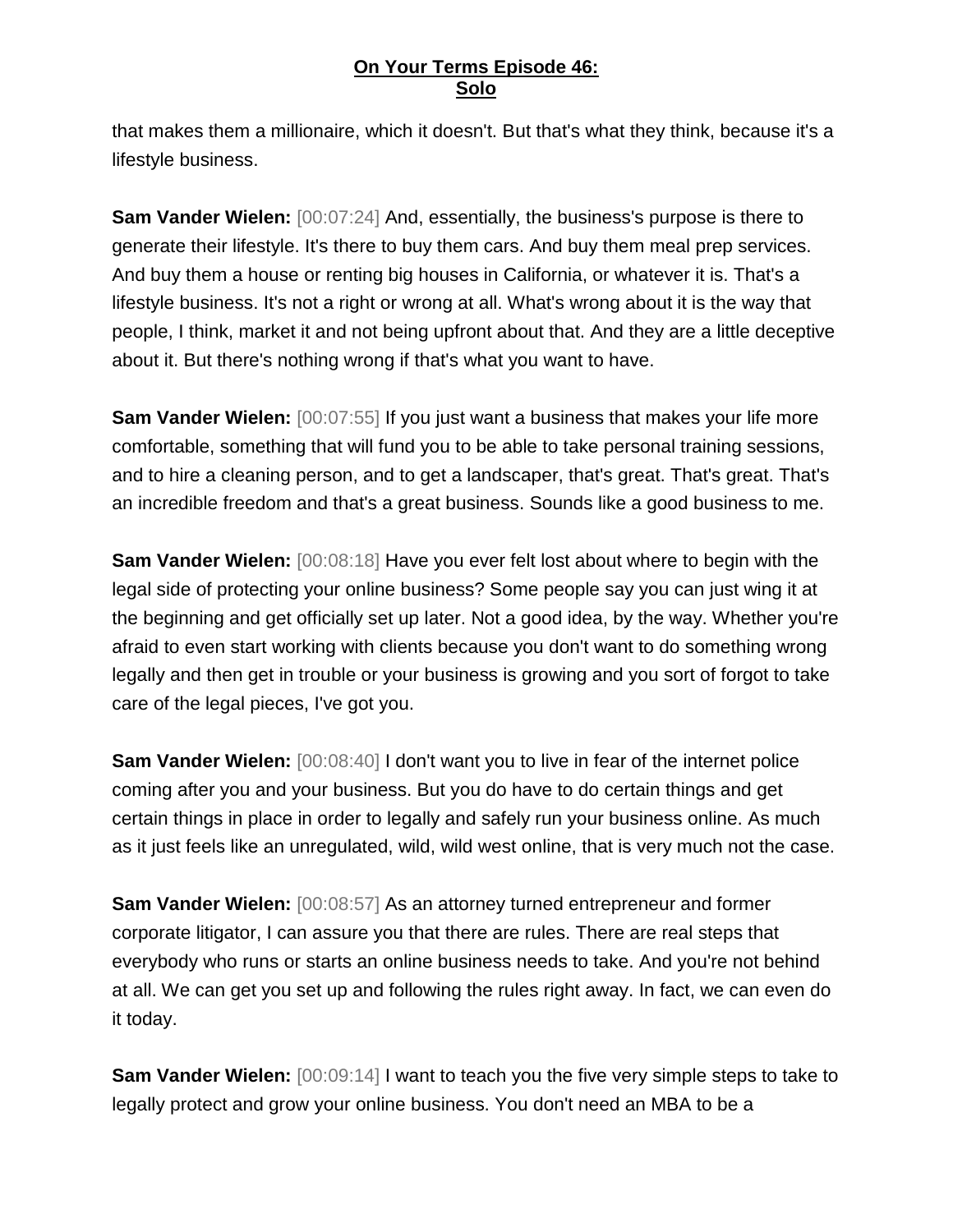that makes them a millionaire, which it doesn't. But that's what they think, because it's a lifestyle business.

**Sam Vander Wielen:** [00:07:24] And, essentially, the business's purpose is there to generate their lifestyle. It's there to buy them cars. And buy them meal prep services. And buy them a house or renting big houses in California, or whatever it is. That's a lifestyle business. It's not a right or wrong at all. What's wrong about it is the way that people, I think, market it and not being upfront about that. And they are a little deceptive about it. But there's nothing wrong if that's what you want to have.

**Sam Vander Wielen:** [00:07:55] If you just want a business that makes your life more comfortable, something that will fund you to be able to take personal training sessions, and to hire a cleaning person, and to get a landscaper, that's great. That's great. That's an incredible freedom and that's a great business. Sounds like a good business to me.

**Sam Vander Wielen:** [00:08:18] Have you ever felt lost about where to begin with the legal side of protecting your online business? Some people say you can just wing it at the beginning and get officially set up later. Not a good idea, by the way. Whether you're afraid to even start working with clients because you don't want to do something wrong legally and then get in trouble or your business is growing and you sort of forgot to take care of the legal pieces, I've got you.

**Sam Vander Wielen:** [00:08:40] I don't want you to live in fear of the internet police coming after you and your business. But you do have to do certain things and get certain things in place in order to legally and safely run your business online. As much as it just feels like an unregulated, wild, wild west online, that is very much not the case.

**Sam Vander Wielen:** [00:08:57] As an attorney turned entrepreneur and former corporate litigator, I can assure you that there are rules. There are real steps that everybody who runs or starts an online business needs to take. And you're not behind at all. We can get you set up and following the rules right away. In fact, we can even do it today.

**Sam Vander Wielen:** [00:09:14] I want to teach you the five very simple steps to take to legally protect and grow your online business. You don't need an MBA to be a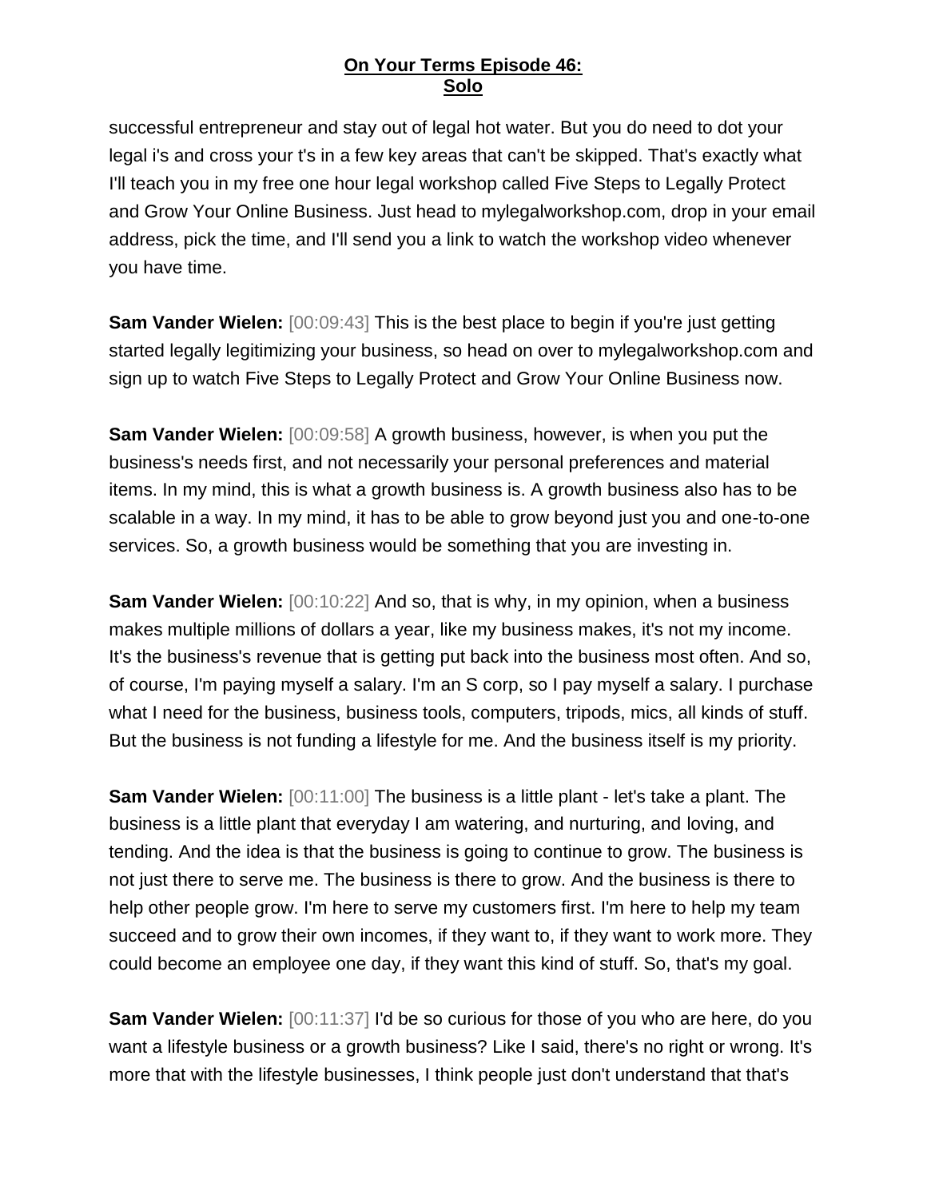successful entrepreneur and stay out of legal hot water. But you do need to dot your legal i's and cross your t's in a few key areas that can't be skipped. That's exactly what I'll teach you in my free one hour legal workshop called Five Steps to Legally Protect and Grow Your Online Business. Just head to mylegalworkshop.com, drop in your email address, pick the time, and I'll send you a link to watch the workshop video whenever you have time.

**Sam Vander Wielen:** [00:09:43] This is the best place to begin if you're just getting started legally legitimizing your business, so head on over to mylegalworkshop.com and sign up to watch Five Steps to Legally Protect and Grow Your Online Business now.

**Sam Vander Wielen:** [00:09:58] A growth business, however, is when you put the business's needs first, and not necessarily your personal preferences and material items. In my mind, this is what a growth business is. A growth business also has to be scalable in a way. In my mind, it has to be able to grow beyond just you and one-to-one services. So, a growth business would be something that you are investing in.

**Sam Vander Wielen:** [00:10:22] And so, that is why, in my opinion, when a business makes multiple millions of dollars a year, like my business makes, it's not my income. It's the business's revenue that is getting put back into the business most often. And so, of course, I'm paying myself a salary. I'm an S corp, so I pay myself a salary. I purchase what I need for the business, business tools, computers, tripods, mics, all kinds of stuff. But the business is not funding a lifestyle for me. And the business itself is my priority.

**Sam Vander Wielen:** [00:11:00] The business is a little plant - let's take a plant. The business is a little plant that everyday I am watering, and nurturing, and loving, and tending. And the idea is that the business is going to continue to grow. The business is not just there to serve me. The business is there to grow. And the business is there to help other people grow. I'm here to serve my customers first. I'm here to help my team succeed and to grow their own incomes, if they want to, if they want to work more. They could become an employee one day, if they want this kind of stuff. So, that's my goal.

**Sam Vander Wielen:** [00:11:37] I'd be so curious for those of you who are here, do you want a lifestyle business or a growth business? Like I said, there's no right or wrong. It's more that with the lifestyle businesses, I think people just don't understand that that's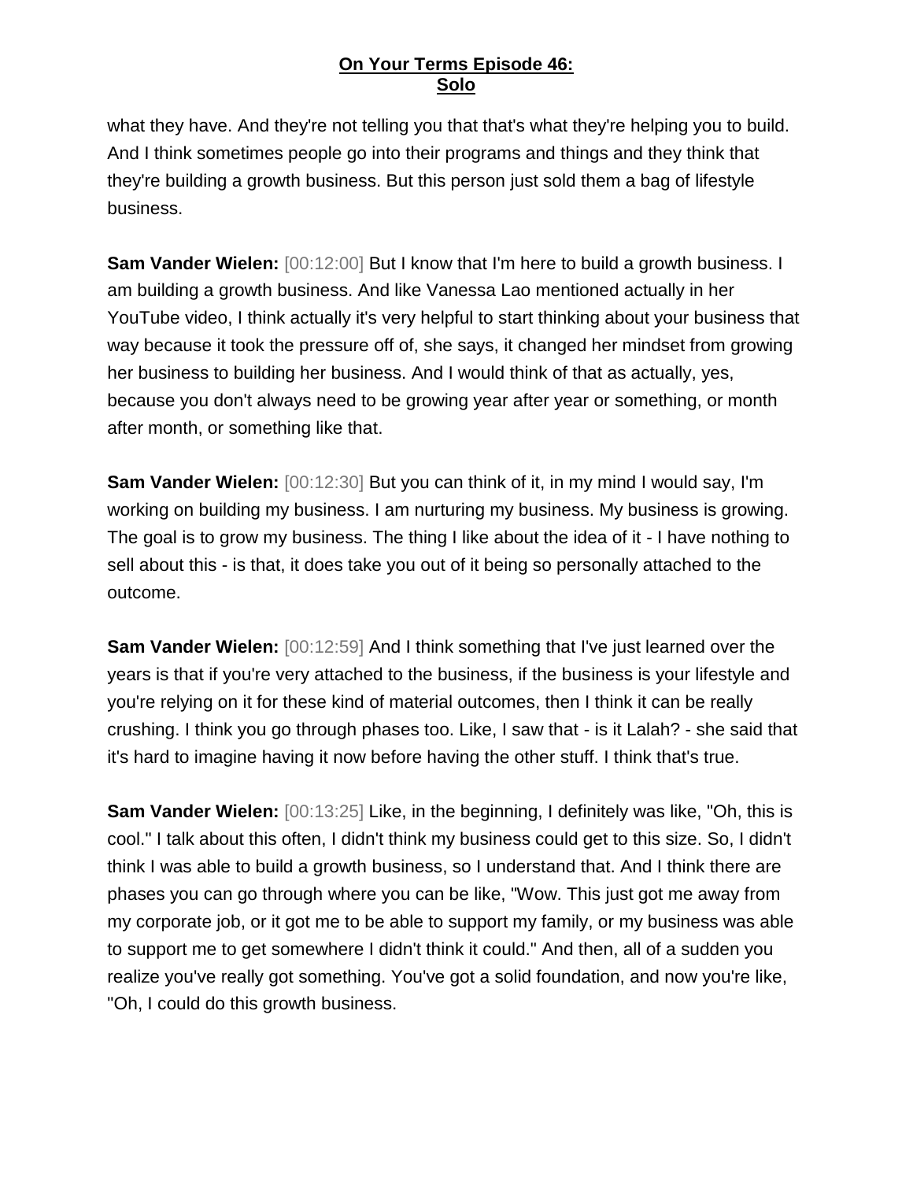what they have. And they're not telling you that that's what they're helping you to build. And I think sometimes people go into their programs and things and they think that they're building a growth business. But this person just sold them a bag of lifestyle business.

**Sam Vander Wielen:** [00:12:00] But I know that I'm here to build a growth business. I am building a growth business. And like Vanessa Lao mentioned actually in her YouTube video, I think actually it's very helpful to start thinking about your business that way because it took the pressure off of, she says, it changed her mindset from growing her business to building her business. And I would think of that as actually, yes, because you don't always need to be growing year after year or something, or month after month, or something like that.

**Sam Vander Wielen:** [00:12:30] But you can think of it, in my mind I would say, I'm working on building my business. I am nurturing my business. My business is growing. The goal is to grow my business. The thing I like about the idea of it - I have nothing to sell about this - is that, it does take you out of it being so personally attached to the outcome.

**Sam Vander Wielen:** [00:12:59] And I think something that I've just learned over the years is that if you're very attached to the business, if the business is your lifestyle and you're relying on it for these kind of material outcomes, then I think it can be really crushing. I think you go through phases too. Like, I saw that - is it Lalah? - she said that it's hard to imagine having it now before having the other stuff. I think that's true.

**Sam Vander Wielen:** [00:13:25] Like, in the beginning, I definitely was like, "Oh, this is cool." I talk about this often, I didn't think my business could get to this size. So, I didn't think I was able to build a growth business, so I understand that. And I think there are phases you can go through where you can be like, "Wow. This just got me away from my corporate job, or it got me to be able to support my family, or my business was able to support me to get somewhere I didn't think it could." And then, all of a sudden you realize you've really got something. You've got a solid foundation, and now you're like, "Oh, I could do this growth business.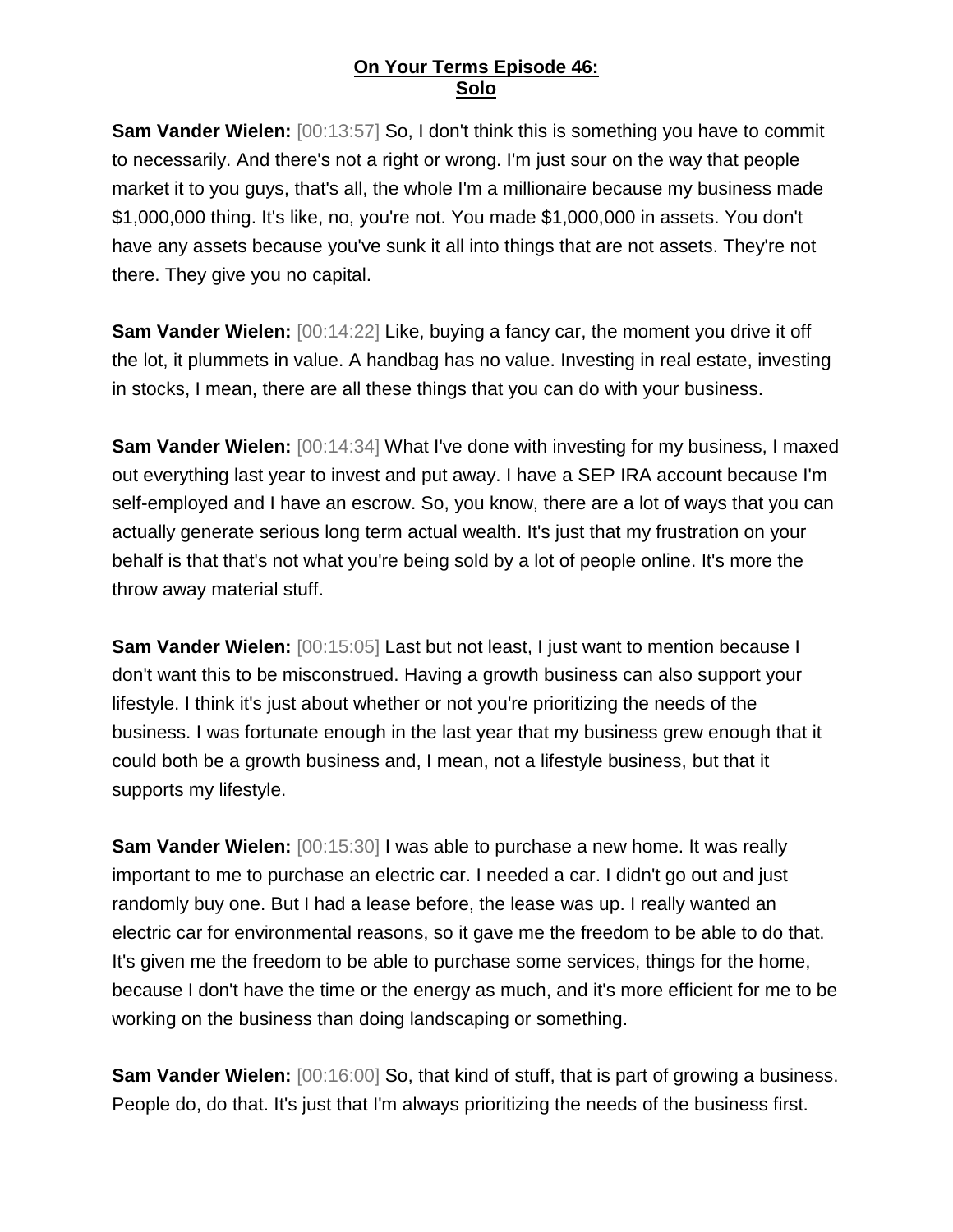**On Your Terms Episode 46:**
**Solo**

**Sam Vander Wielen:** [00:13:57] So, I don't think this is something you have to commit to necessarily. And there's not a right or wrong. I'm just sour on the way that people market it to you guys, that's all, the whole I'm a millionaire because my business made $1,000,000 thing. It's like, no, you're not. You made $1,000,000 in assets. You don't have any assets because you've sunk it all into things that are not assets. They're not there. They give you no capital.

**Sam Vander Wielen:** [00:14:22] Like, buying a fancy car, the moment you drive it off the lot, it plummets in value. A handbag has no value. Investing in real estate, investing in stocks, I mean, there are all these things that you can do with your business.

**Sam Vander Wielen:** [00:14:34] What I've done with investing for my business, I maxed out everything last year to invest and put away. I have a SEP IRA account because I'm self-employed and I have an escrow. So, you know, there are a lot of ways that you can actually generate serious long term actual wealth. It's just that my frustration on your behalf is that that's not what you're being sold by a lot of people online. It's more the throw away material stuff.

**Sam Vander Wielen:** [00:15:05] Last but not least, I just want to mention because I don't want this to be misconstrued. Having a growth business can also support your lifestyle. I think it's just about whether or not you're prioritizing the needs of the business. I was fortunate enough in the last year that my business grew enough that it could both be a growth business and, I mean, not a lifestyle business, but that it supports my lifestyle.

**Sam Vander Wielen:** [00:15:30] I was able to purchase a new home. It was really important to me to purchase an electric car. I needed a car. I didn't go out and just randomly buy one. But I had a lease before, the lease was up. I really wanted an electric car for environmental reasons, so it gave me the freedom to be able to do that. It's given me the freedom to be able to purchase some services, things for the home, because I don't have the time or the energy as much, and it's more efficient for me to be working on the business than doing landscaping or something.

**Sam Vander Wielen:** [00:16:00] So, that kind of stuff, that is part of growing a business. People do, do that. It's just that I'm always prioritizing the needs of the business first.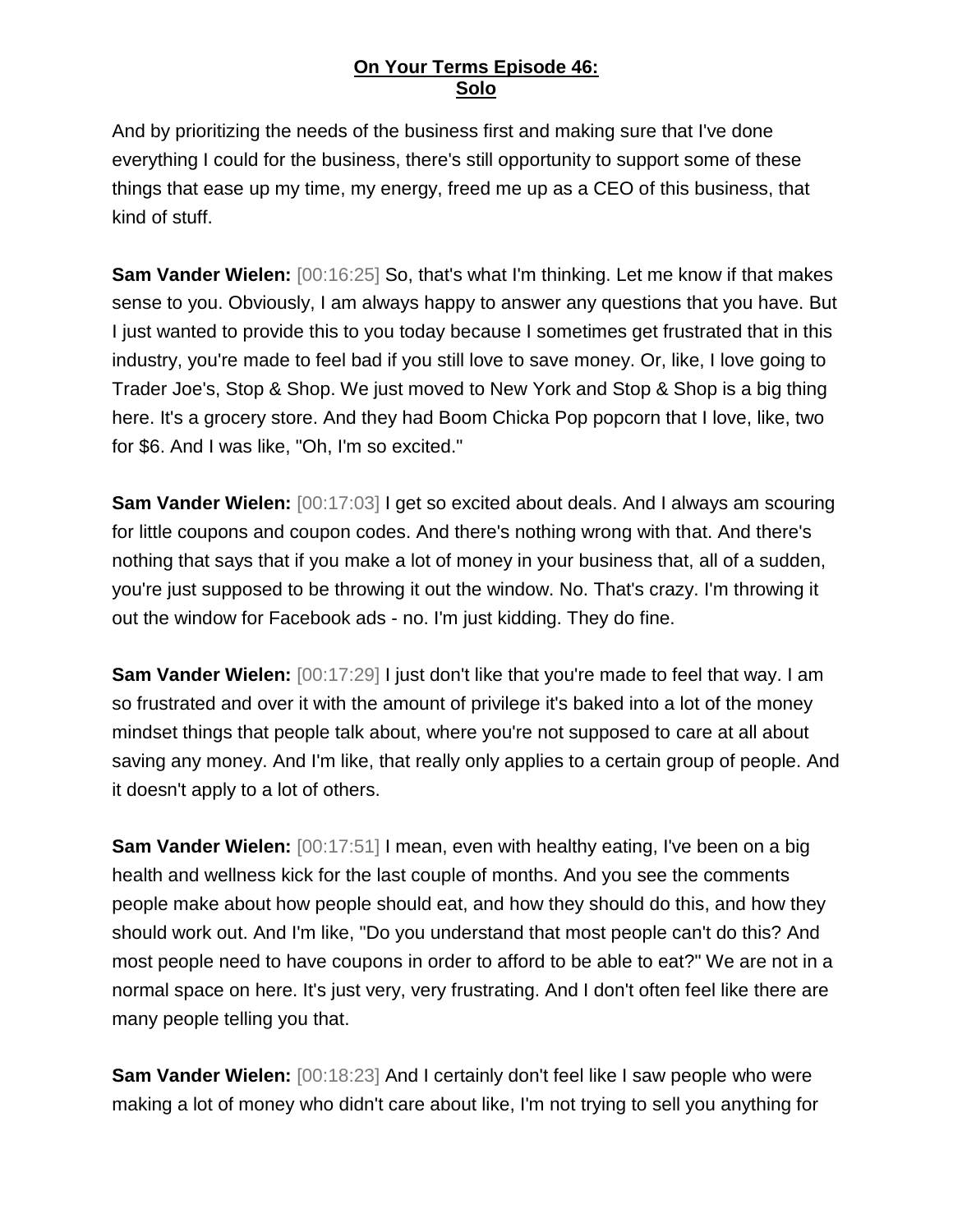And by prioritizing the needs of the business first and making sure that I've done everything I could for the business, there's still opportunity to support some of these things that ease up my time, my energy, freed me up as a CEO of this business, that kind of stuff.

**Sam Vander Wielen:** [00:16:25] So, that's what I'm thinking. Let me know if that makes sense to you. Obviously, I am always happy to answer any questions that you have. But I just wanted to provide this to you today because I sometimes get frustrated that in this industry, you're made to feel bad if you still love to save money. Or, like, I love going to Trader Joe's, Stop & Shop. We just moved to New York and Stop & Shop is a big thing here. It's a grocery store. And they had Boom Chicka Pop popcorn that I love, like, two for $6. And I was like, "Oh, I'm so excited."

**Sam Vander Wielen:** [00:17:03] I get so excited about deals. And I always am scouring for little coupons and coupon codes. And there's nothing wrong with that. And there's nothing that says that if you make a lot of money in your business that, all of a sudden, you're just supposed to be throwing it out the window. No. That's crazy. I'm throwing it out the window for Facebook ads - no. I'm just kidding. They do fine.

**Sam Vander Wielen:** [00:17:29] I just don't like that you're made to feel that way. I am so frustrated and over it with the amount of privilege it's baked into a lot of the money mindset things that people talk about, where you're not supposed to care at all about saving any money. And I'm like, that really only applies to a certain group of people. And it doesn't apply to a lot of others.

**Sam Vander Wielen:** [00:17:51] I mean, even with healthy eating, I've been on a big health and wellness kick for the last couple of months. And you see the comments people make about how people should eat, and how they should do this, and how they should work out. And I'm like, "Do you understand that most people can't do this? And most people need to have coupons in order to afford to be able to eat?" We are not in a normal space on here. It's just very, very frustrating. And I don't often feel like there are many people telling you that.

**Sam Vander Wielen:** [00:18:23] And I certainly don't feel like I saw people who were making a lot of money who didn't care about like, I'm not trying to sell you anything for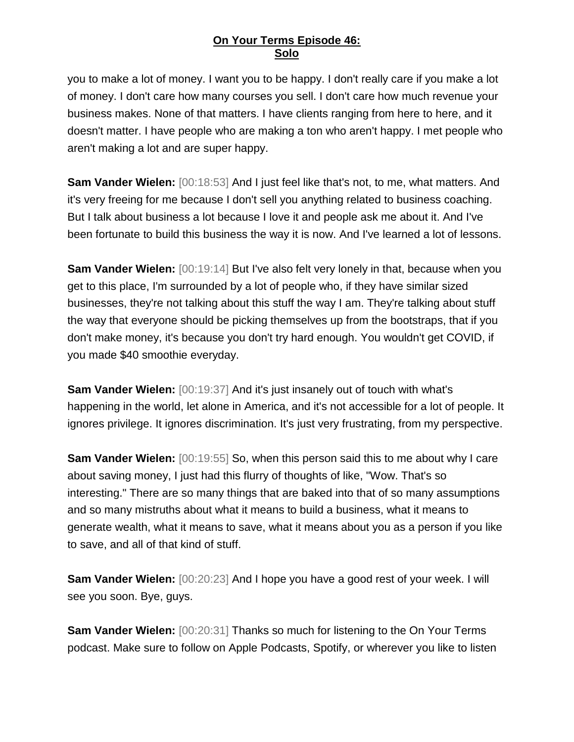you to make a lot of money. I want you to be happy. I don't really care if you make a lot of money. I don't care how many courses you sell. I don't care how much revenue your business makes. None of that matters. I have clients ranging from here to here, and it doesn't matter. I have people who are making a ton who aren't happy. I met people who aren't making a lot and are super happy.

**Sam Vander Wielen:** [00:18:53] And I just feel like that's not, to me, what matters. And it's very freeing for me because I don't sell you anything related to business coaching. But I talk about business a lot because I love it and people ask me about it. And I've been fortunate to build this business the way it is now. And I've learned a lot of lessons.

**Sam Vander Wielen:** [00:19:14] But I've also felt very lonely in that, because when you get to this place, I'm surrounded by a lot of people who, if they have similar sized businesses, they're not talking about this stuff the way I am. They're talking about stuff the way that everyone should be picking themselves up from the bootstraps, that if you don't make money, it's because you don't try hard enough. You wouldn't get COVID, if you made $40 smoothie everyday.

**Sam Vander Wielen:** [00:19:37] And it's just insanely out of touch with what's happening in the world, let alone in America, and it's not accessible for a lot of people. It ignores privilege. It ignores discrimination. It's just very frustrating, from my perspective.

**Sam Vander Wielen:** [00:19:55] So, when this person said this to me about why I care about saving money, I just had this flurry of thoughts of like, "Wow. That's so interesting." There are so many things that are baked into that of so many assumptions and so many mistruths about what it means to build a business, what it means to generate wealth, what it means to save, what it means about you as a person if you like to save, and all of that kind of stuff.

**Sam Vander Wielen:** [00:20:23] And I hope you have a good rest of your week. I will see you soon. Bye, guys.

**Sam Vander Wielen:** [00:20:31] Thanks so much for listening to the On Your Terms podcast. Make sure to follow on Apple Podcasts, Spotify, or wherever you like to listen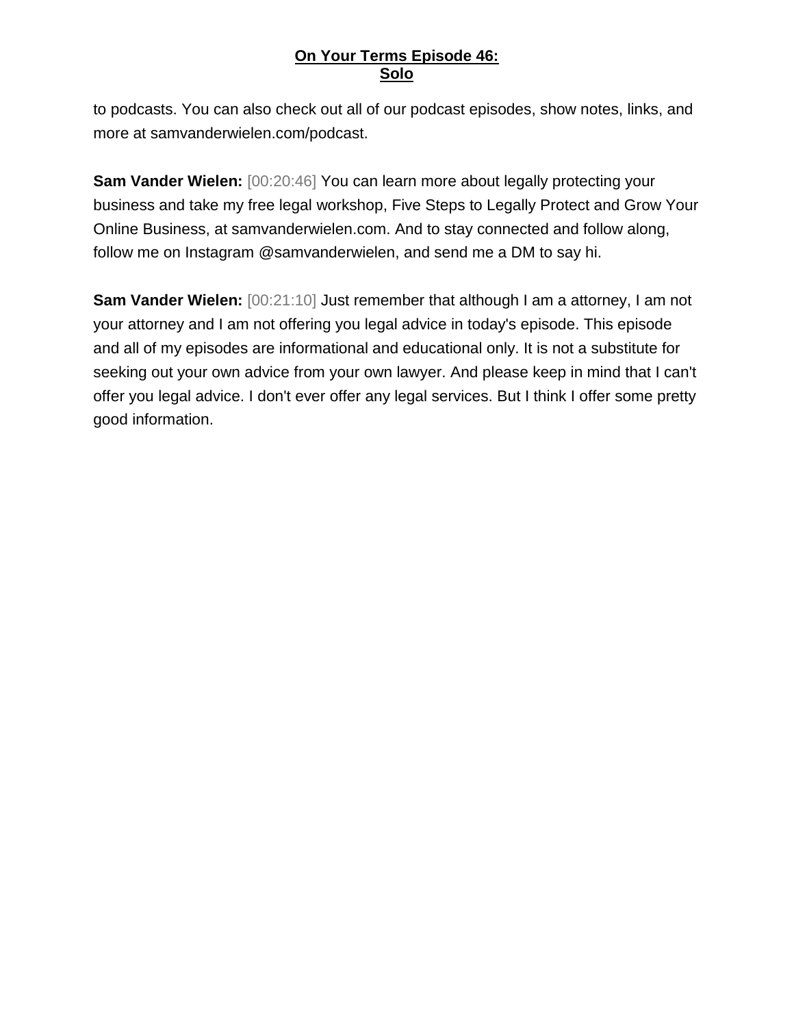to podcasts. You can also check out all of our podcast episodes, show notes, links, and more at samvanderwielen.com/podcast.

**Sam Vander Wielen:** [00:20:46] You can learn more about legally protecting your business and take my free legal workshop, Five Steps to Legally Protect and Grow Your Online Business, at samvanderwielen.com. And to stay connected and follow along, follow me on Instagram @samvanderwielen, and send me a DM to say hi.

**Sam Vander Wielen:** [00:21:10] Just remember that although I am a attorney, I am not your attorney and I am not offering you legal advice in today's episode. This episode and all of my episodes are informational and educational only. It is not a substitute for seeking out your own advice from your own lawyer. And please keep in mind that I can't offer you legal advice. I don't ever offer any legal services. But I think I offer some pretty good information.